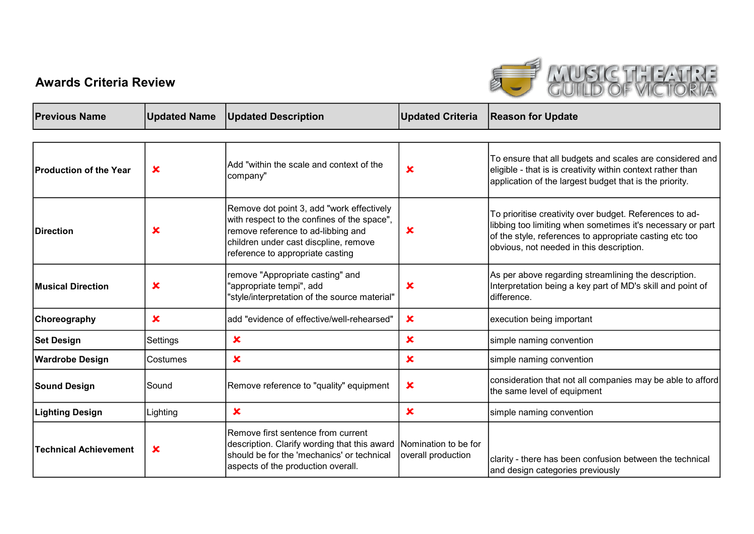# Awards Criteria Review

MUSIC THEATRE GUILD OF VICTORIA

| Previous Name | Updated Name | Updated Description | Updated Criteria | Reason for Update |
|---|---|---|---|---|
| **Production of the Year** | ✘ | Add "within the scale and context of the company" | ✘ | To ensure that all budgets and scales are considered and eligible - that is is creativity within context rather than application of the largest budget that is the priority. |
| **Direction** | ✘ | Remove dot point 3, add "work effectively with respect to the confines of the space", remove reference to ad-libbing and children under cast discpline, remove reference to appropriate casting | ✘ | To prioritise creativity over budget. References to ad-libbing too limiting when sometimes it's necessary or part of the style, references to appropriate casting etc too obvious, not needed in this description. |
| **Musical Direction** | ✘ | remove "Appropriate casting" and "appropriate tempi", add "style/interpretation of the source material" | ✘ | As per above regarding streamlining the description. Interpretation being a key part of MD's skill and point of difference. |
| **Choreography** | ✘ | add "evidence of effective/well-rehearsed" | ✘ | execution being important |
| **Set Design** | Settings | ✘ | ✘ | simple naming convention |
| **Wardrobe Design** | Costumes | ✘ | ✘ | simple naming convention |
| **Sound Design** | Sound | Remove reference to "quality" equipment | ✘ | consideration that not all companies may be able to afford the same level of equipment |
| **Lighting Design** | Lighting | ✘ | ✘ | simple naming convention |
| **Technical Achievement** | ✘ | Remove first sentence from current description. Clarify wording that this award should be for the 'mechanics' or technical aspects of the production overall. | Nomination to be for overall production | clarity - there has been confusion between the technical and design categories previously |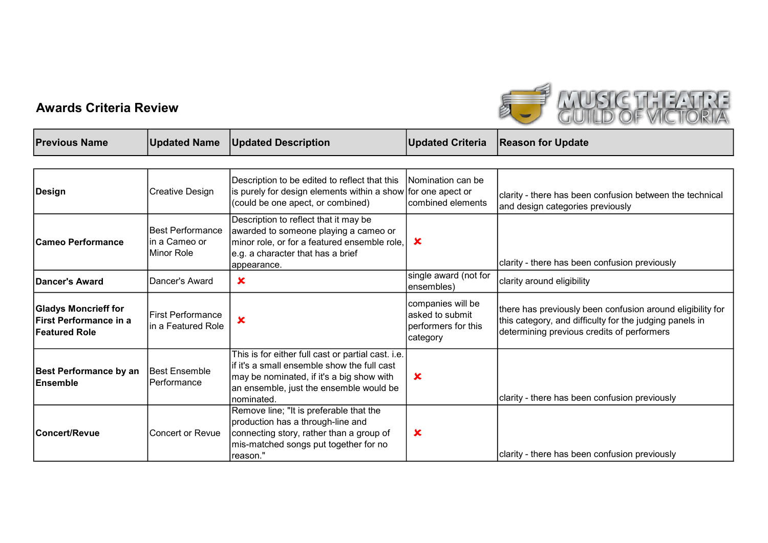## Awards Criteria Review

| Previous Name | Updated Name | Updated Description | Updated Criteria | Reason for Update |
|---|---|---|---|---|
| **Design** | Creative Design | Description to be edited to reflect that this is purely for design elements within a show (could be one apect, or combined) | Nomination can be for one apect or combined elements | clarity - there has been confusion between the technical and design categories previously |
| **Cameo Performance** | Best Performance in a Cameo or Minor Role | Description to reflect that it may be awarded to someone playing a cameo or minor role, or for a featured ensemble role, e.g. a character that has a brief appearance. | ✘ | clarity - there has been confusion previously |
| **Dancer's Award** | Dancer's Award | ✘ | single award (not for ensembles) | clarity around eligibility |
| **Gladys Moncrieff for First Performance in a Featured Role** | First Performance in a Featured Role | ✘ | companies will be asked to submit performers for this category | there has previously been confusion around eligibility for this category, and difficulty for the judging panels in determining previous credits of performers |
| **Best Performance by an Ensemble** | Best Ensemble Performance | This is for either full cast or partial cast. i.e. if it's a small ensemble show the full cast may be nominated, if it's a big show with an ensemble, just the ensemble would be nominated. | ✘ | clarity - there has been confusion previously |
| **Concert/Revue** | Concert or Revue | Remove line; "It is preferable that the production has a through-line and connecting story, rather than a group of mis-matched songs put together for no reason." | ✘ | clarity - there has been confusion previously |